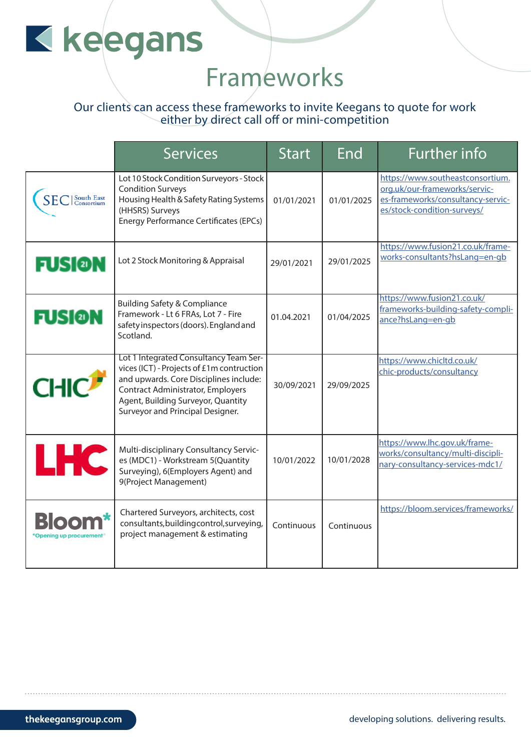# keegans

## Frameworks

Our clients can access these frameworks to invite Keegans to quote for work either by direct call off or mini-competition

| | Services | Start | End | Further info |
|---|---|---|---|---|
| SEC South East Consortium | Lot 10 Stock Condition Surveyors - Stock Condition Surveys<br>Housing Health & Safety Rating Systems (HHSRS) Surveys<br>Energy Performance Certificates (EPCs) | 01/01/2021 | 01/01/2025 | https://www.southeastconsortium.org.uk/our-frameworks/consultancy-services-frameworks/consultancy-services/stock-condition-surveys/ |
| FUSION 21 | Lot 2 Stock Monitoring & Appraisal | 29/01/2021 | 29/01/2025 | https://www.fusion21.co.uk/frameworks-consultants?hsLang=en-gb |
| FUSION 21 | Building Safety & Compliance Framework - Lt 6 FRAs, Lot 7 - Fire safety inspectors (doors). England and Scotland. | 01.04.2021 | 01/04/2025 | https://www.fusion21.co.uk/frameworks-building-safety-compliance?hsLang=en-gb |
| CHIC | Lot 1 Integrated Consultancy Team Services (ICT) - Projects of £1m contruction and upwards. Core Disciplines include: Contract Administrator, Employers Agent, Building Surveyor, Quantity Surveyor and Principal Designer. | 30/09/2021 | 29/09/2025 | https://www.chicltd.co.uk/chic-products/consultancy |
| LHC | Multi-disciplinary Consultancy Services (MDC1) - Workstream 5(Quantity Surveying), 6(Employers Agent) and 9(Project Management) | 10/01/2022 | 10/01/2028 | https://www.lhc.gov.uk/frameworks/consultancy/multi-disciplinary-consultancy-services-mdc1/ |
| Bloom* *Opening up procurement* | Chartered Surveyors, architects, cost consultants, building control, surveying, project management & estimating | Continuous | Continuous | https://bloom.services/frameworks/ |

thekeegansgroup.com

developing solutions. delivering results.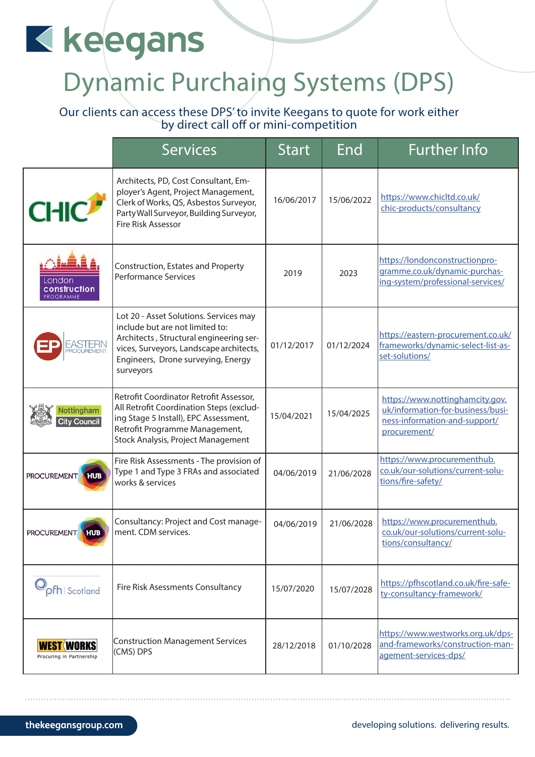# keegans

## Dynamic Purchaing Systems (DPS)

Our clients can access these DPS' to invite Keegans to quote for work either by direct call off or mini-competition

| | Services | Start | End | Further Info |
|---|---|---|---|---|
| CHIC | Architects, PD, Cost Consultant, Employer's Agent, Project Management, Clerk of Works, QS, Asbestos Surveyor, Party Wall Surveyor, Building Surveyor, Fire Risk Assessor | 16/06/2017 | 15/06/2022 | https://www.chicltd.co.uk/chic-products/consultancy |
| London construction PROGRAMME | Construction, Estates and Property Performance Services | 2019 | 2023 | https://londonconstructionprogramme.co.uk/dynamic-purchasing-system/professional-services/ |
| EP EASTERN PROCUREMENT | Lot 20 - Asset Solutions. Services may include but are not limited to: Architects , Structural engineering services, Surveyors, Landscape architects, Engineers, Drone surveying, Energy surveyors | 01/12/2017 | 01/12/2024 | https://eastern-procurement.co.uk/frameworks/dynamic-select-list-asset-solutions/ |
| Nottingham City Council | Retrofit Coordinator Retrofit Assessor, All Retrofit Coordination Steps (excluding Stage 5 Install), EPC Assessment, Retrofit Programme Management, Stock Analysis, Project Management | 15/04/2021 | 15/04/2025 | https://www.nottinghamcity.gov.uk/information-for-business/business-information-and-support/procurement/ |
| PROCUREMENT HUB | Fire Risk Assessments - The provision of Type 1 and Type 3 FRAs and associated works & services | 04/06/2019 | 21/06/2028 | https://www.procurementhub.co.uk/our-solutions/current-solutions/fire-safety/ |
| PROCUREMENT HUB | Consultancy: Project and Cost management. CDM services. | 04/06/2019 | 21/06/2028 | https://www.procurementhub.co.uk/our-solutions/current-solutions/consultancy/ |
| pfh \| Scotland | Fire Risk Asessments Consultancy | 15/07/2020 | 15/07/2028 | https://pfhscotland.co.uk/fire-safety-consultancy-framework/ |
| WEST WORKS Procuring in Partnership | Construction Management Services (CMS) DPS | 28/12/2018 | 01/10/2028 | https://www.westworks.org.uk/dps-and-frameworks/construction-management-services-dps/ |

thekeegansgroup.com

developing solutions. delivering results.